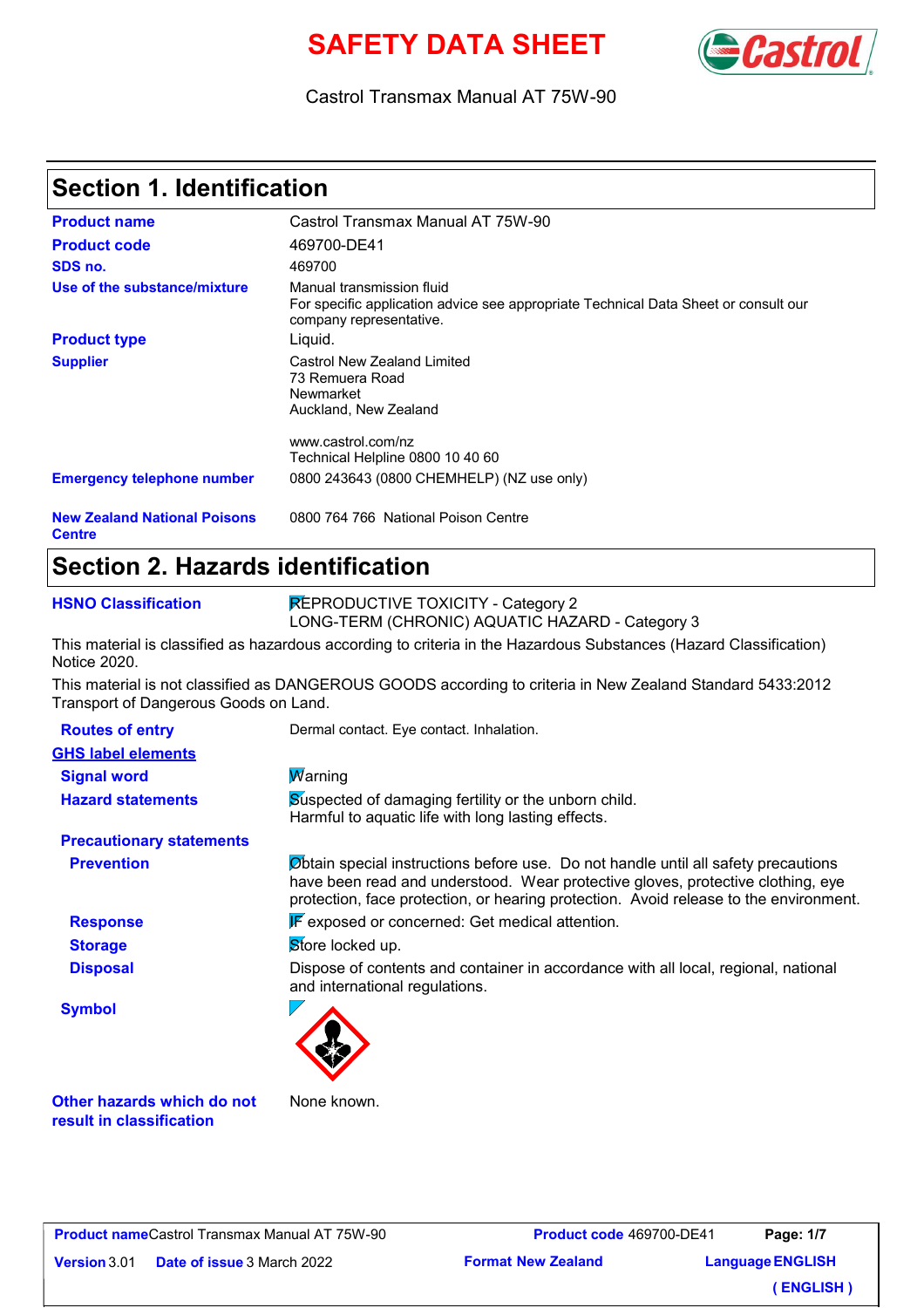# SAFETY DATA SHEET

Castrol Transmax Manual AT 75W-90

## Section 1. Identification

| | |
|---|---|
| **Product name** | Castrol Transmax Manual AT 75W-90 |
| **Product code** | 469700-DE41 |
| **SDS no.** | 469700 |
| **Use of the substance/mixture** | Manual transmission fluid<br>For specific application advice see appropriate Technical Data Sheet or consult our company representative. |
| **Product type** | Liquid. |
| **Supplier** | Castrol New Zealand Limited<br>73 Remuera Road<br>Newmarket<br>Auckland, New Zealand<br><br>www.castrol.com/nz<br>Technical Helpline 0800 10 40 60 |
| **Emergency telephone number** | 0800 243643 (0800 CHEMHELP) (NZ use only) |
| **New Zealand National Poisons Centre** | 0800 764 766 National Poison Centre |

## Section 2. Hazards identification

**HSNO Classification**
REPRODUCTIVE TOXICITY - Category 2
LONG-TERM (CHRONIC) AQUATIC HAZARD - Category 3

This material is classified as hazardous according to criteria in the Hazardous Substances (Hazard Classification) Notice 2020.

This material is not classified as DANGEROUS GOODS according to criteria in New Zealand Standard 5433:2012 Transport of Dangerous Goods on Land.

**Routes of entry**: Dermal contact. Eye contact. Inhalation.

**GHS label elements**

**Signal word**: Warning

**Hazard statements**: Suspected of damaging fertility or the unborn child.
Harmful to aquatic life with long lasting effects.

**Precautionary statements**

**Prevention**: Obtain special instructions before use. Do not handle until all safety precautions have been read and understood. Wear protective gloves, protective clothing, eye protection, face protection, or hearing protection. Avoid release to the environment.

**Response**: IF exposed or concerned: Get medical attention.

**Storage**: Store locked up.

**Disposal**: Dispose of contents and container in accordance with all local, regional, national and international regulations.

**Symbol**

**Other hazards which do not result in classification**: None known.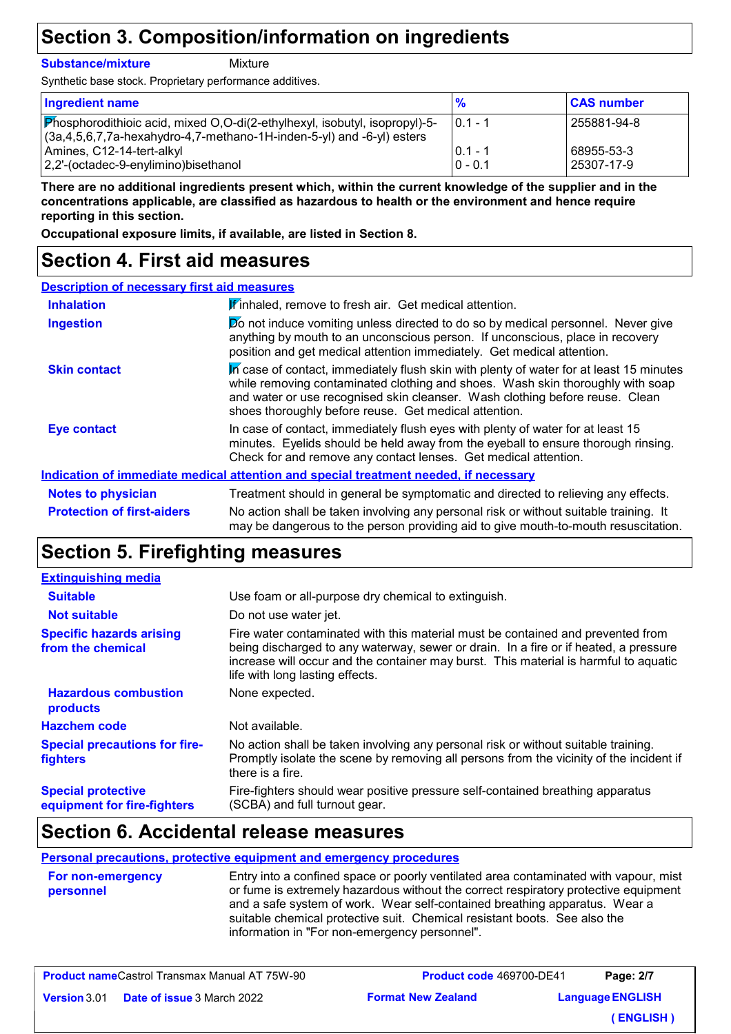## Section 3. Composition/information on ingredients

**Substance/mixture** Mixture

Synthetic base stock. Proprietary performance additives.

| Ingredient name | % | CAS number |
|---|---|---|
| Phosphorodithioic acid, mixed O,O-di(2-ethylhexyl, isobutyl, isopropyl)-5-(3a,4,5,6,7,7a-hexahydro-4,7-methano-1H-inden-5-yl) and -6-yl) esters | 0.1 - 1 | 255881-94-8 |
| Amines, C12-14-tert-alkyl | 0.1 - 1 | 68955-53-3 |
| 2,2'-(octadec-9-enylimino)bisethanol | 0 - 0.1 | 25307-17-9 |

**There are no additional ingredients present which, within the current knowledge of the supplier and in the concentrations applicable, are classified as hazardous to health or the environment and hence require reporting in this section.**

**Occupational exposure limits, if available, are listed in Section 8.**

## Section 4. First aid measures

**Description of necessary first aid measures**

**Inhalation** If inhaled, remove to fresh air. Get medical attention.

**Ingestion** Do not induce vomiting unless directed to do so by medical personnel. Never give anything by mouth to an unconscious person. If unconscious, place in recovery position and get medical attention immediately. Get medical attention.

**Skin contact** In case of contact, immediately flush skin with plenty of water for at least 15 minutes while removing contaminated clothing and shoes. Wash skin thoroughly with soap and water or use recognised skin cleanser. Wash clothing before reuse. Clean shoes thoroughly before reuse. Get medical attention.

**Eye contact** In case of contact, immediately flush eyes with plenty of water for at least 15 minutes. Eyelids should be held away from the eyeball to ensure thorough rinsing. Check for and remove any contact lenses. Get medical attention.

**Indication of immediate medical attention and special treatment needed, if necessary**

**Notes to physician** Treatment should in general be symptomatic and directed to relieving any effects.

**Protection of first-aiders** No action shall be taken involving any personal risk or without suitable training. It may be dangerous to the person providing aid to give mouth-to-mouth resuscitation.

## Section 5. Firefighting measures

**Extinguishing media**

**Suitable** Use foam or all-purpose dry chemical to extinguish.

**Not suitable** Do not use water jet.

**Specific hazards arising from the chemical** Fire water contaminated with this material must be contained and prevented from being discharged to any waterway, sewer or drain. In a fire or if heated, a pressure increase will occur and the container may burst. This material is harmful to aquatic life with long lasting effects.

**Hazardous combustion products** None expected.

**Hazchem code** Not available.

**Special precautions for fire-fighters** No action shall be taken involving any personal risk or without suitable training. Promptly isolate the scene by removing all persons from the vicinity of the incident if there is a fire.

**Special protective equipment for fire-fighters** Fire-fighters should wear positive pressure self-contained breathing apparatus (SCBA) and full turnout gear.

## Section 6. Accidental release measures

**Personal precautions, protective equipment and emergency procedures**

**For non-emergency personnel** Entry into a confined space or poorly ventilated area contaminated with vapour, mist or fume is extremely hazardous without the correct respiratory protective equipment and a safe system of work. Wear self-contained breathing apparatus. Wear a suitable chemical protective suit. Chemical resistant boots. See also the information in "For non-emergency personnel".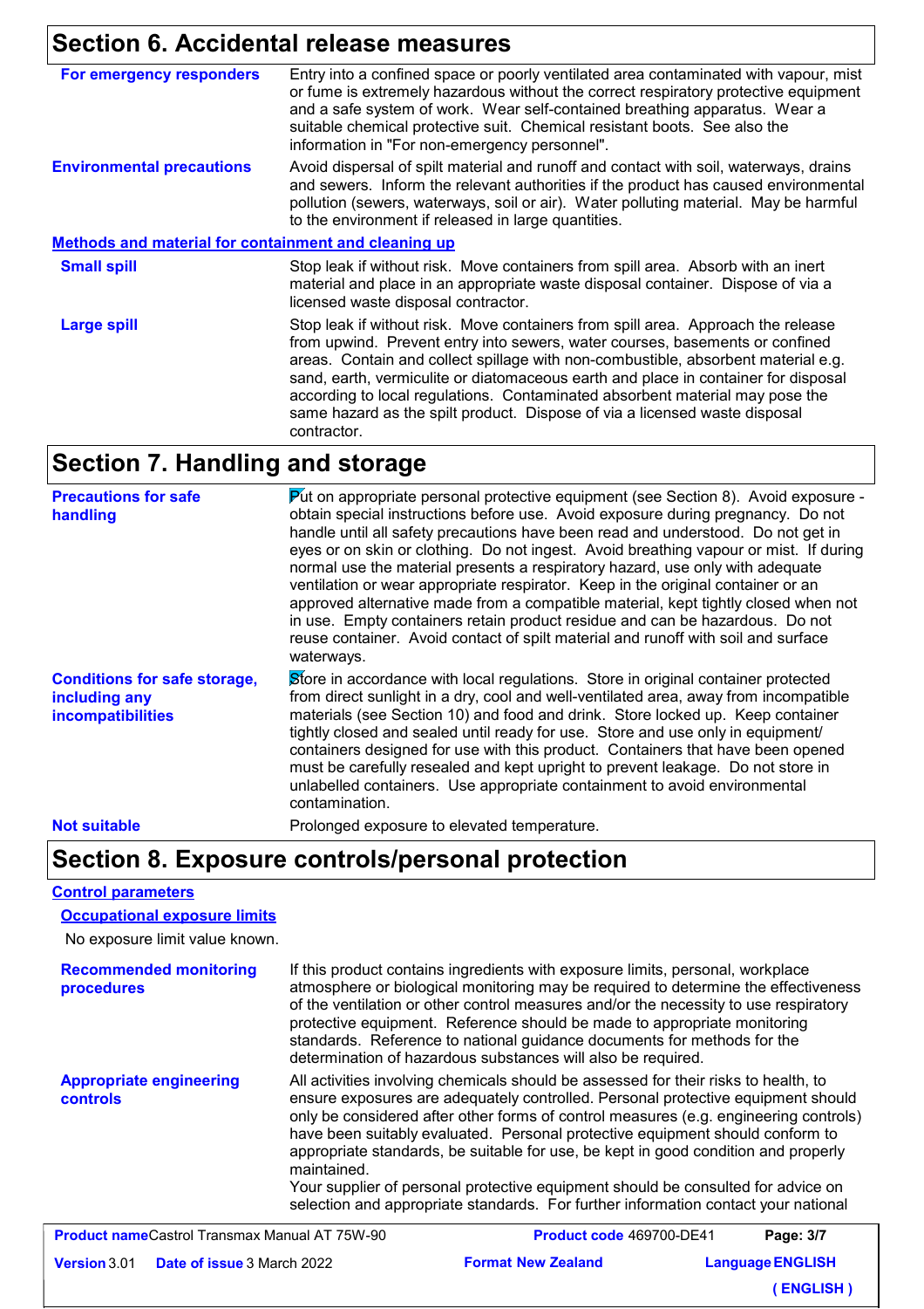## Section 6. Accidental release measures

**For emergency responders**

Entry into a confined space or poorly ventilated area contaminated with vapour, mist or fume is extremely hazardous without the correct respiratory protective equipment and a safe system of work. Wear self-contained breathing apparatus. Wear a suitable chemical protective suit. Chemical resistant boots. See also the information in "For non-emergency personnel".

**Environmental precautions**

Avoid dispersal of spilt material and runoff and contact with soil, waterways, drains and sewers. Inform the relevant authorities if the product has caused environmental pollution (sewers, waterways, soil or air). Water polluting material. May be harmful to the environment if released in large quantities.

### Methods and material for containment and cleaning up

**Small spill**

Stop leak if without risk. Move containers from spill area. Absorb with an inert material and place in an appropriate waste disposal container. Dispose of via a licensed waste disposal contractor.

**Large spill**

Stop leak if without risk. Move containers from spill area. Approach the release from upwind. Prevent entry into sewers, water courses, basements or confined areas. Contain and collect spillage with non-combustible, absorbent material e.g. sand, earth, vermiculite or diatomaceous earth and place in container for disposal according to local regulations. Contaminated absorbent material may pose the same hazard as the spilt product. Dispose of via a licensed waste disposal contractor.

## Section 7. Handling and storage

**Precautions for safe handling**

Put on appropriate personal protective equipment (see Section 8). Avoid exposure - obtain special instructions before use. Avoid exposure during pregnancy. Do not handle until all safety precautions have been read and understood. Do not get in eyes or on skin or clothing. Do not ingest. Avoid breathing vapour or mist. If during normal use the material presents a respiratory hazard, use only with adequate ventilation or wear appropriate respirator. Keep in the original container or an approved alternative made from a compatible material, kept tightly closed when not in use. Empty containers retain product residue and can be hazardous. Do not reuse container. Avoid contact of spilt material and runoff with soil and surface waterways.

**Conditions for safe storage, including any incompatibilities**

Store in accordance with local regulations. Store in original container protected from direct sunlight in a dry, cool and well-ventilated area, away from incompatible materials (see Section 10) and food and drink. Store locked up. Keep container tightly closed and sealed until ready for use. Store and use only in equipment/ containers designed for use with this product. Containers that have been opened must be carefully resealed and kept upright to prevent leakage. Do not store in unlabelled containers. Use appropriate containment to avoid environmental contamination.

**Not suitable**

Prolonged exposure to elevated temperature.

## Section 8. Exposure controls/personal protection

### Control parameters

#### Occupational exposure limits

No exposure limit value known.

**Recommended monitoring procedures**

If this product contains ingredients with exposure limits, personal, workplace atmosphere or biological monitoring may be required to determine the effectiveness of the ventilation or other control measures and/or the necessity to use respiratory protective equipment. Reference should be made to appropriate monitoring standards. Reference to national guidance documents for methods for the determination of hazardous substances will also be required.

**Appropriate engineering controls**

All activities involving chemicals should be assessed for their risks to health, to ensure exposures are adequately controlled. Personal protective equipment should only be considered after other forms of control measures (e.g. engineering controls) have been suitably evaluated. Personal protective equipment should conform to appropriate standards, be suitable for use, be kept in good condition and properly maintained.
Your supplier of personal protective equipment should be consulted for advice on selection and appropriate standards. For further information contact your national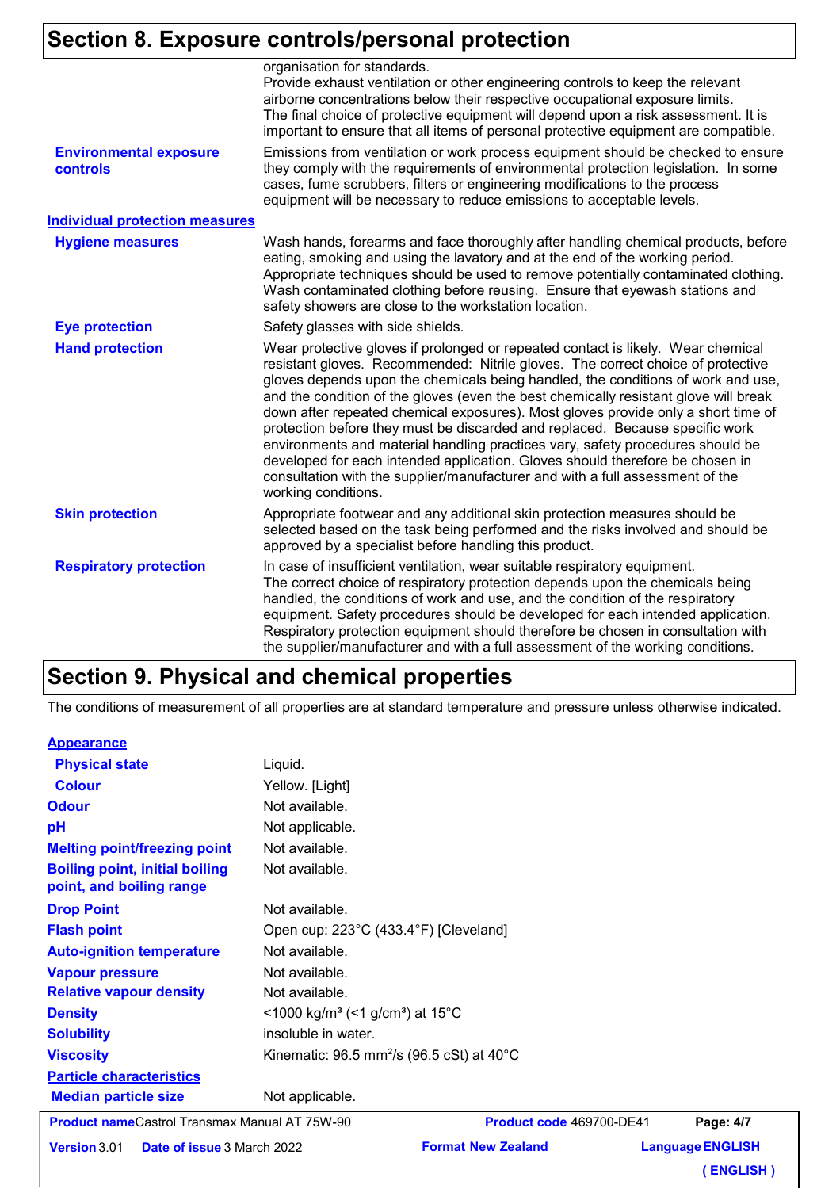## Section 8. Exposure controls/personal protection

| | |
|---|---|
| | organisation for standards. Provide exhaust ventilation or other engineering controls to keep the relevant airborne concentrations below their respective occupational exposure limits. The final choice of protective equipment will depend upon a risk assessment. It is important to ensure that all items of personal protective equipment are compatible. |
| **Environmental exposure controls** | Emissions from ventilation or work process equipment should be checked to ensure they comply with the requirements of environmental protection legislation. In some cases, fume scrubbers, filters or engineering modifications to the process equipment will be necessary to reduce emissions to acceptable levels. |

**Individual protection measures**

| | |
|---|---|
| **Hygiene measures** | Wash hands, forearms and face thoroughly after handling chemical products, before eating, smoking and using the lavatory and at the end of the working period. Appropriate techniques should be used to remove potentially contaminated clothing. Wash contaminated clothing before reusing. Ensure that eyewash stations and safety showers are close to the workstation location. |
| **Eye protection** | Safety glasses with side shields. |
| **Hand protection** | Wear protective gloves if prolonged or repeated contact is likely. Wear chemical resistant gloves. Recommended: Nitrile gloves. The correct choice of protective gloves depends upon the chemicals being handled, the conditions of work and use, and the condition of the gloves (even the best chemically resistant glove will break down after repeated chemical exposures). Most gloves provide only a short time of protection before they must be discarded and replaced. Because specific work environments and material handling practices vary, safety procedures should be developed for each intended application. Gloves should therefore be chosen in consultation with the supplier/manufacturer and with a full assessment of the working conditions. |
| **Skin protection** | Appropriate footwear and any additional skin protection measures should be selected based on the task being performed and the risks involved and should be approved by a specialist before handling this product. |
| **Respiratory protection** | In case of insufficient ventilation, wear suitable respiratory equipment. The correct choice of respiratory protection depends upon the chemicals being handled, the conditions of work and use, and the condition of the respiratory equipment. Safety procedures should be developed for each intended application. Respiratory protection equipment should therefore be chosen in consultation with the supplier/manufacturer and with a full assessment of the working conditions. |

## Section 9. Physical and chemical properties

The conditions of measurement of all properties are at standard temperature and pressure unless otherwise indicated.

**Appearance**

| | |
|---|---|
| **Physical state** | Liquid. |
| **Colour** | Yellow. [Light] |
| **Odour** | Not available. |
| **pH** | Not applicable. |
| **Melting point/freezing point** | Not available. |
| **Boiling point, initial boiling point, and boiling range** | Not available. |
| **Drop Point** | Not available. |
| **Flash point** | Open cup: 223°C (433.4°F) [Cleveland] |
| **Auto-ignition temperature** | Not available. |
| **Vapour pressure** | Not available. |
| **Relative vapour density** | Not available. |
| **Density** | <1000 kg/m³ (<1 g/cm³) at 15°C |
| **Solubility** | insoluble in water. |
| **Viscosity** | Kinematic: 96.5 $mm^2/s$ (96.5 cSt) at 40°C |

**Particle characteristics**

| | |
|---|---|
| **Median particle size** | Not applicable. |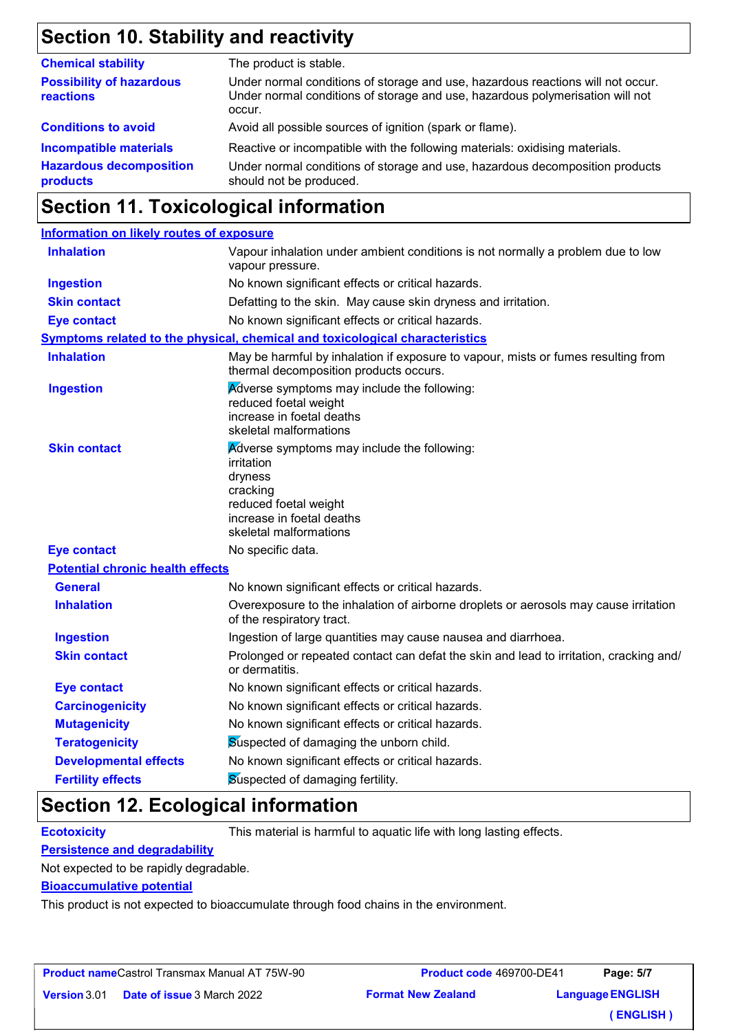## Section 10. Stability and reactivity

| | |
|---|---|
| **Chemical stability** | The product is stable. |
| **Possibility of hazardous reactions** | Under normal conditions of storage and use, hazardous reactions will not occur. Under normal conditions of storage and use, hazardous polymerisation will not occur. |
| **Conditions to avoid** | Avoid all possible sources of ignition (spark or flame). |
| **Incompatible materials** | Reactive or incompatible with the following materials: oxidising materials. |
| **Hazardous decomposition products** | Under normal conditions of storage and use, hazardous decomposition products should not be produced. |

## Section 11. Toxicological information

**Information on likely routes of exposure**

| | |
|---|---|
| **Inhalation** | Vapour inhalation under ambient conditions is not normally a problem due to low vapour pressure. |
| **Ingestion** | No known significant effects or critical hazards. |
| **Skin contact** | Defatting to the skin. May cause skin dryness and irritation. |
| **Eye contact** | No known significant effects or critical hazards. |

**Symptoms related to the physical, chemical and toxicological characteristics**

| | |
|---|---|
| **Inhalation** | May be harmful by inhalation if exposure to vapour, mists or fumes resulting from thermal decomposition products occurs. |
| **Ingestion** | Adverse symptoms may include the following:<br>reduced foetal weight<br>increase in foetal deaths<br>skeletal malformations |
| **Skin contact** | Adverse symptoms may include the following:<br>irritation<br>dryness<br>cracking<br>reduced foetal weight<br>increase in foetal deaths<br>skeletal malformations |
| **Eye contact** | No specific data. |

**Potential chronic health effects**

| | |
|---|---|
| **General** | No known significant effects or critical hazards. |
| **Inhalation** | Overexposure to the inhalation of airborne droplets or aerosols may cause irritation of the respiratory tract. |
| **Ingestion** | Ingestion of large quantities may cause nausea and diarrhoea. |
| **Skin contact** | Prolonged or repeated contact can defat the skin and lead to irritation, cracking and/or dermatitis. |
| **Eye contact** | No known significant effects or critical hazards. |
| **Carcinogenicity** | No known significant effects or critical hazards. |
| **Mutagenicity** | No known significant effects or critical hazards. |
| **Teratogenicity** | Suspected of damaging the unborn child. |
| **Developmental effects** | No known significant effects or critical hazards. |
| **Fertility effects** | Suspected of damaging fertility. |

## Section 12. Ecological information

**Ecotoxicity** This material is harmful to aquatic life with long lasting effects.

**Persistence and degradability**

Not expected to be rapidly degradable.

**Bioaccumulative potential**

This product is not expected to bioaccumulate through food chains in the environment.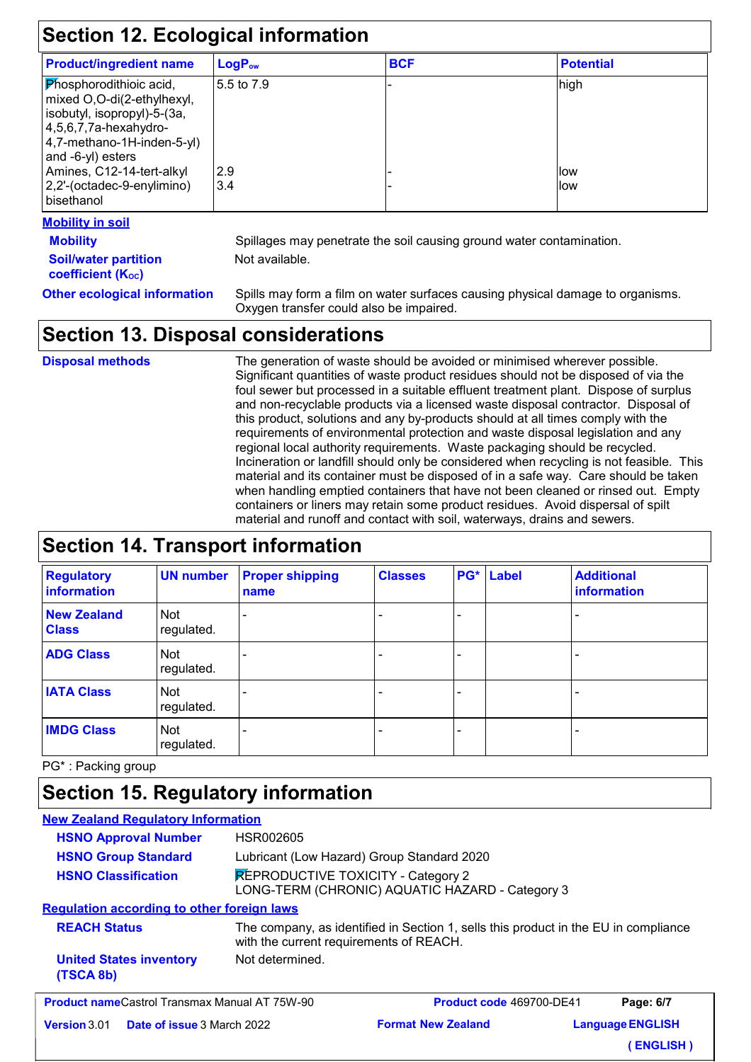## Section 12. Ecological information

| Product/ingredient name | $LogP_{ow}$ | BCF | Potential |
|---|---|---|---|
| Phosphorodithioic acid, mixed O,O-di(2-ethylhexyl, isobutyl, isopropyl)-5-(3a, 4,5,6,7,7a-hexahydro-4,7-methano-1H-inden-5-yl) and -6-yl) esters | 5.5 to 7.9 | - | high |
| Amines, C12-14-tert-alkyl | 2.9 | - | low |
| 2,2'-(octadec-9-enylimino) bisethanol | 3.4 | - | low |

**Mobility in soil**

**Mobility** Spillages may penetrate the soil causing ground water contamination.

**Soil/water partition coefficient ($K_{OC}$)** Not available.

**Other ecological information** Spills may form a film on water surfaces causing physical damage to organisms. Oxygen transfer could also be impaired.

## Section 13. Disposal considerations

**Disposal methods** The generation of waste should be avoided or minimised wherever possible. Significant quantities of waste product residues should not be disposed of via the foul sewer but processed in a suitable effluent treatment plant. Dispose of surplus and non-recyclable products via a licensed waste disposal contractor. Disposal of this product, solutions and any by-products should at all times comply with the requirements of environmental protection and waste disposal legislation and any regional local authority requirements. Waste packaging should be recycled. Incineration or landfill should only be considered when recycling is not feasible. This material and its container must be disposed of in a safe way. Care should be taken when handling emptied containers that have not been cleaned or rinsed out. Empty containers or liners may retain some product residues. Avoid dispersal of spilt material and runoff and contact with soil, waterways, drains and sewers.

## Section 14. Transport information

| Regulatory information | UN number | Proper shipping name | Classes | PG* | Label | Additional information |
|---|---|---|---|---|---|---|
| New Zealand Class | Not regulated. | - | - | - | | - |
| ADG Class | Not regulated. | - | - | - | | - |
| IATA Class | Not regulated. | - | - | - | | - |
| IMDG Class | Not regulated. | - | - | - | | - |

PG* : Packing group

## Section 15. Regulatory information

**New Zealand Regulatory Information**

**HSNO Approval Number** HSR002605

**HSNO Group Standard** Lubricant (Low Hazard) Group Standard 2020

**HSNO Classification** REPRODUCTIVE TOXICITY - Category 2
LONG-TERM (CHRONIC) AQUATIC HAZARD - Category 3

**Regulation according to other foreign laws**

**REACH Status** The company, as identified in Section 1, sells this product in the EU in compliance with the current requirements of REACH.

**United States inventory (TSCA 8b)** Not determined.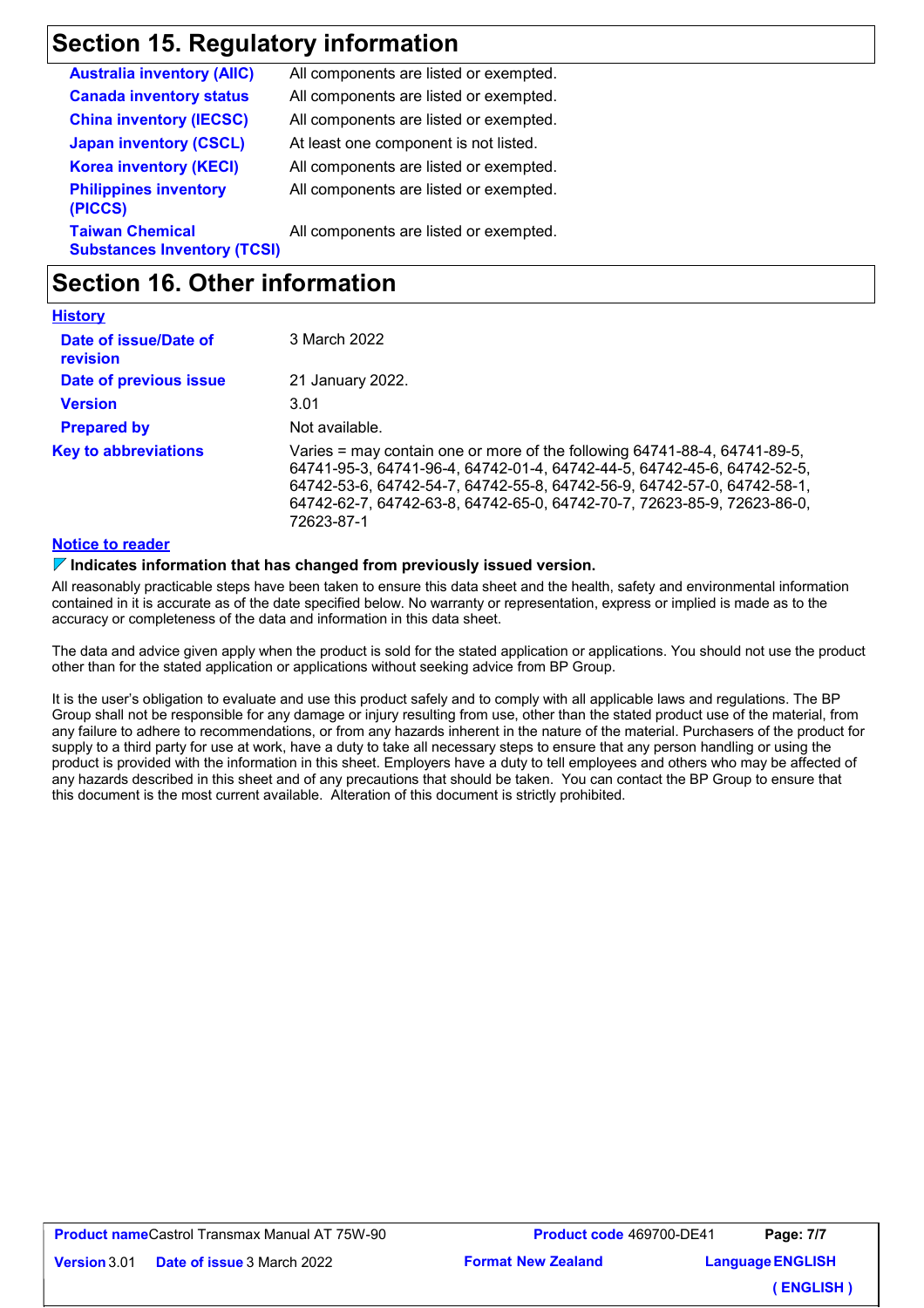## Section 15. Regulatory information

| | |
|---|---|
| **Australia inventory (AIIC)** | All components are listed or exempted. |
| **Canada inventory status** | All components are listed or exempted. |
| **China inventory (IECSC)** | All components are listed or exempted. |
| **Japan inventory (CSCL)** | At least one component is not listed. |
| **Korea inventory (KECI)** | All components are listed or exempted. |
| **Philippines inventory (PICCS)** | All components are listed or exempted. |
| **Taiwan Chemical Substances Inventory (TCSI)** | All components are listed or exempted. |

## Section 16. Other information

**History**

| | |
|---|---|
| **Date of issue/Date of revision** | 3 March 2022 |
| **Date of previous issue** | 21 January 2022. |
| **Version** | 3.01 |
| **Prepared by** | Not available. |
| **Key to abbreviations** | Varies = may contain one or more of the following 64741-88-4, 64741-89-5, 64741-95-3, 64741-96-4, 64742-01-4, 64742-44-5, 64742-45-6, 64742-52-5, 64742-53-6, 64742-54-7, 64742-55-8, 64742-56-9, 64742-57-0, 64742-58-1, 64742-62-7, 64742-63-8, 64742-65-0, 64742-70-7, 72623-85-9, 72623-86-0, 72623-87-1 |

**Notice to reader**

**Indicates information that has changed from previously issued version.**

All reasonably practicable steps have been taken to ensure this data sheet and the health, safety and environmental information contained in it is accurate as of the date specified below. No warranty or representation, express or implied is made as to the accuracy or completeness of the data and information in this data sheet.

The data and advice given apply when the product is sold for the stated application or applications. You should not use the product other than for the stated application or applications without seeking advice from BP Group.

It is the user's obligation to evaluate and use this product safely and to comply with all applicable laws and regulations. The BP Group shall not be responsible for any damage or injury resulting from use, other than the stated product use of the material, from any failure to adhere to recommendations, or from any hazards inherent in the nature of the material. Purchasers of the product for supply to a third party for use at work, have a duty to take all necessary steps to ensure that any person handling or using the product is provided with the information in this sheet. Employers have a duty to tell employees and others who may be affected of any hazards described in this sheet and of any precautions that should be taken. You can contact the BP Group to ensure that this document is the most current available. Alteration of this document is strictly prohibited.